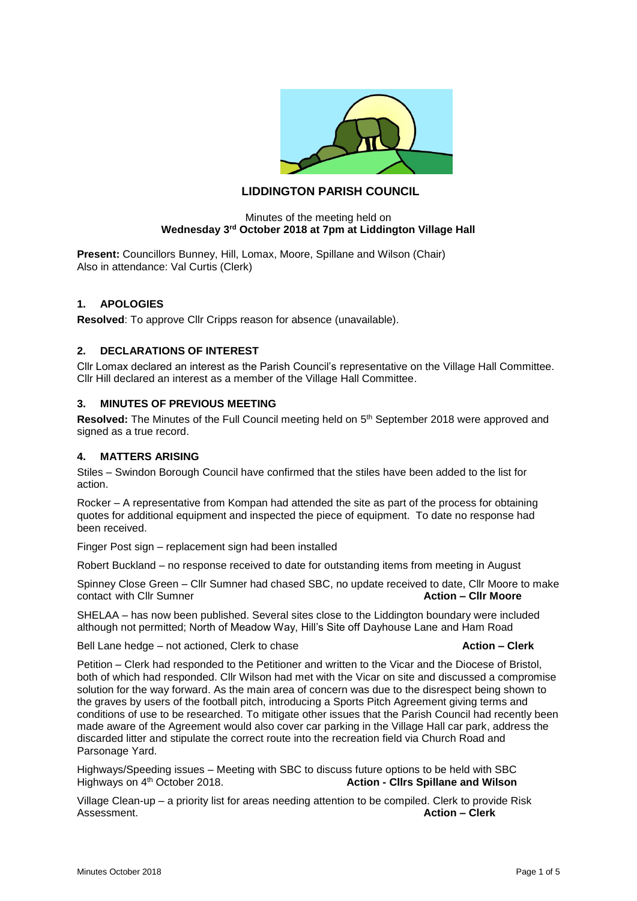# LIDDINGTON PARISH COUNCIL

Minutes of the meeting held on
**Wednesday 3rd October 2018 at 7pm at Liddington Village Hall**

**Present:** Councillors Bunney, Hill, Lomax, Moore, Spillane and Wilson (Chair)
Also in attendance: Val Curtis (Clerk)

## 1. APOLOGIES

**Resolved**: To approve Cllr Cripps reason for absence (unavailable).

## 2. DECLARATIONS OF INTEREST

Cllr Lomax declared an interest as the Parish Council's representative on the Village Hall Committee.
Cllr Hill declared an interest as a member of the Village Hall Committee.

## 3. MINUTES OF PREVIOUS MEETING

**Resolved:** The Minutes of the Full Council meeting held on 5th September 2018 were approved and signed as a true record.

## 4. MATTERS ARISING

Stiles – Swindon Borough Council have confirmed that the stiles have been added to the list for action.

Rocker – A representative from Kompan had attended the site as part of the process for obtaining quotes for additional equipment and inspected the piece of equipment. To date no response had been received.

Finger Post sign – replacement sign had been installed

Robert Buckland – no response received to date for outstanding items from meeting in August

Spinney Close Green – Cllr Sumner had chased SBC, no update received to date, Cllr Moore to make contact with Cllr Sumner **Action – Cllr Moore**

SHELAA – has now been published. Several sites close to the Liddington boundary were included although not permitted; North of Meadow Way, Hill's Site off Dayhouse Lane and Ham Road

Bell Lane hedge – not actioned, Clerk to chase **Action – Clerk**

Petition – Clerk had responded to the Petitioner and written to the Vicar and the Diocese of Bristol, both of which had responded. Cllr Wilson had met with the Vicar on site and discussed a compromise solution for the way forward. As the main area of concern was due to the disrespect being shown to the graves by users of the football pitch, introducing a Sports Pitch Agreement giving terms and conditions of use to be researched. To mitigate other issues that the Parish Council had recently been made aware of the Agreement would also cover car parking in the Village Hall car park, address the discarded litter and stipulate the correct route into the recreation field via Church Road and Parsonage Yard.

Highways/Speeding issues – Meeting with SBC to discuss future options to be held with SBC Highways on 4th October 2018. **Action - Cllrs Spillane and Wilson**

Village Clean-up – a priority list for areas needing attention to be compiled. Clerk to provide Risk Assessment. **Action – Clerk**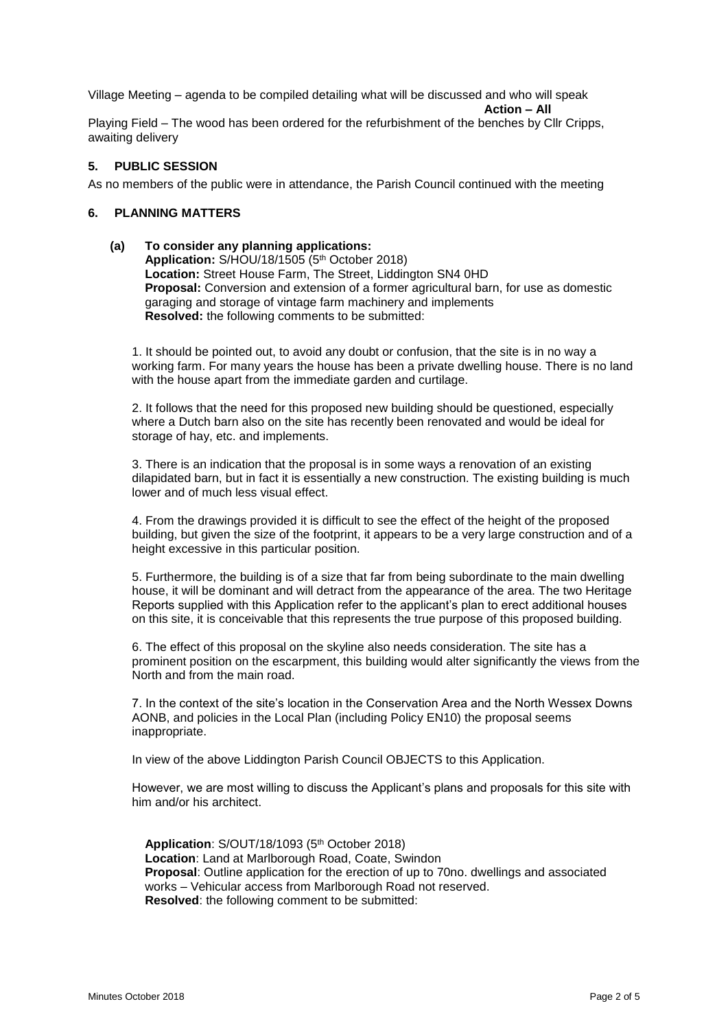Village Meeting – agenda to be compiled detailing what will be discussed and who will speak

**Action – All**

Playing Field – The wood has been ordered for the refurbishment of the benches by Cllr Cripps, awaiting delivery

## 5. PUBLIC SESSION

As no members of the public were in attendance, the Parish Council continued with the meeting

## 6. PLANNING MATTERS

### (a) To consider any planning applications:

**Application:** S/HOU/18/1505 (5th October 2018)
**Location:** Street House Farm, The Street, Liddington SN4 0HD
**Proposal:** Conversion and extension of a former agricultural barn, for use as domestic garaging and storage of vintage farm machinery and implements
**Resolved:** the following comments to be submitted:

1. It should be pointed out, to avoid any doubt or confusion, that the site is in no way a working farm. For many years the house has been a private dwelling house. There is no land with the house apart from the immediate garden and curtilage.

2. It follows that the need for this proposed new building should be questioned, especially where a Dutch barn also on the site has recently been renovated and would be ideal for storage of hay, etc. and implements.

3. There is an indication that the proposal is in some ways a renovation of an existing dilapidated barn, but in fact it is essentially a new construction. The existing building is much lower and of much less visual effect.

4. From the drawings provided it is difficult to see the effect of the height of the proposed building, but given the size of the footprint, it appears to be a very large construction and of a height excessive in this particular position.

5. Furthermore, the building is of a size that far from being subordinate to the main dwelling house, it will be dominant and will detract from the appearance of the area. The two Heritage Reports supplied with this Application refer to the applicant's plan to erect additional houses on this site, it is conceivable that this represents the true purpose of this proposed building.

6. The effect of this proposal on the skyline also needs consideration. The site has a prominent position on the escarpment, this building would alter significantly the views from the North and from the main road.

7. In the context of the site's location in the Conservation Area and the North Wessex Downs AONB, and policies in the Local Plan (including Policy EN10) the proposal seems inappropriate.

In view of the above Liddington Parish Council OBJECTS to this Application.

However, we are most willing to discuss the Applicant's plans and proposals for this site with him and/or his architect.

**Application**: S/OUT/18/1093 (5th October 2018)
**Location**: Land at Marlborough Road, Coate, Swindon
**Proposal**: Outline application for the erection of up to 70no. dwellings and associated works – Vehicular access from Marlborough Road not reserved.
**Resolved**: the following comment to be submitted: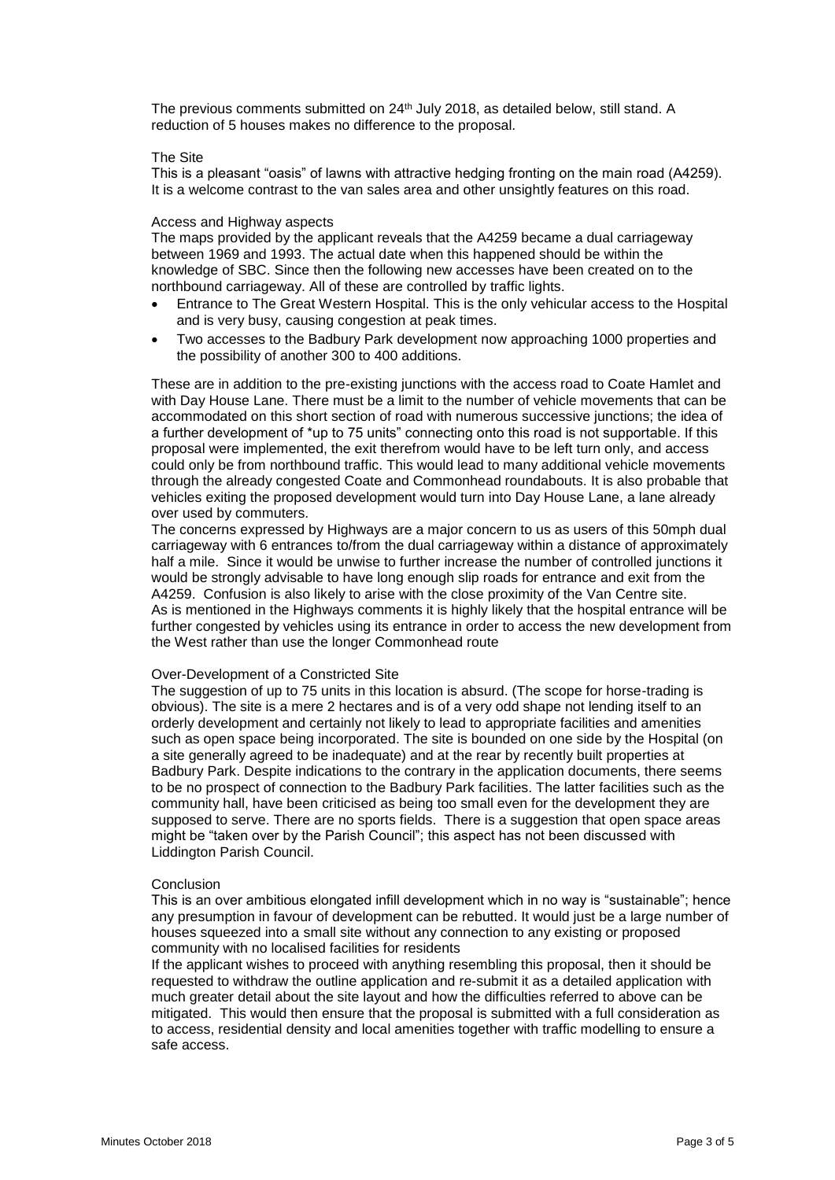The previous comments submitted on 24th July 2018, as detailed below, still stand. A reduction of 5 houses makes no difference to the proposal.

The Site

This is a pleasant "oasis" of lawns with attractive hedging fronting on the main road (A4259). It is a welcome contrast to the van sales area and other unsightly features on this road.

Access and Highway aspects

The maps provided by the applicant reveals that the A4259 became a dual carriageway between 1969 and 1993. The actual date when this happened should be within the knowledge of SBC. Since then the following new accesses have been created on to the northbound carriageway. All of these are controlled by traffic lights.

- Entrance to The Great Western Hospital. This is the only vehicular access to the Hospital and is very busy, causing congestion at peak times.
- Two accesses to the Badbury Park development now approaching 1000 properties and the possibility of another 300 to 400 additions.

These are in addition to the pre-existing junctions with the access road to Coate Hamlet and with Day House Lane. There must be a limit to the number of vehicle movements that can be accommodated on this short section of road with numerous successive junctions; the idea of a further development of *up to 75 units" connecting onto this road is not supportable. If this proposal were implemented, the exit therefrom would have to be left turn only, and access could only be from northbound traffic. This would lead to many additional vehicle movements through the already congested Coate and Commonhead roundabouts. It is also probable that vehicles exiting the proposed development would turn into Day House Lane, a lane already over used by commuters.

The concerns expressed by Highways are a major concern to us as users of this 50mph dual carriageway with 6 entrances to/from the dual carriageway within a distance of approximately half a mile. Since it would be unwise to further increase the number of controlled junctions it would be strongly advisable to have long enough slip roads for entrance and exit from the A4259. Confusion is also likely to arise with the close proximity of the Van Centre site. As is mentioned in the Highways comments it is highly likely that the hospital entrance will be further congested by vehicles using its entrance in order to access the new development from the West rather than use the longer Commonhead route

Over-Development of a Constricted Site

The suggestion of up to 75 units in this location is absurd. (The scope for horse-trading is obvious). The site is a mere 2 hectares and is of a very odd shape not lending itself to an orderly development and certainly not likely to lead to appropriate facilities and amenities such as open space being incorporated. The site is bounded on one side by the Hospital (on a site generally agreed to be inadequate) and at the rear by recently built properties at Badbury Park. Despite indications to the contrary in the application documents, there seems to be no prospect of connection to the Badbury Park facilities. The latter facilities such as the community hall, have been criticised as being too small even for the development they are supposed to serve. There are no sports fields. There is a suggestion that open space areas might be "taken over by the Parish Council"; this aspect has not been discussed with Liddington Parish Council.

Conclusion

This is an over ambitious elongated infill development which in no way is "sustainable"; hence any presumption in favour of development can be rebutted. It would just be a large number of houses squeezed into a small site without any connection to any existing or proposed community with no localised facilities for residents

If the applicant wishes to proceed with anything resembling this proposal, then it should be requested to withdraw the outline application and re-submit it as a detailed application with much greater detail about the site layout and how the difficulties referred to above can be mitigated. This would then ensure that the proposal is submitted with a full consideration as to access, residential density and local amenities together with traffic modelling to ensure a safe access.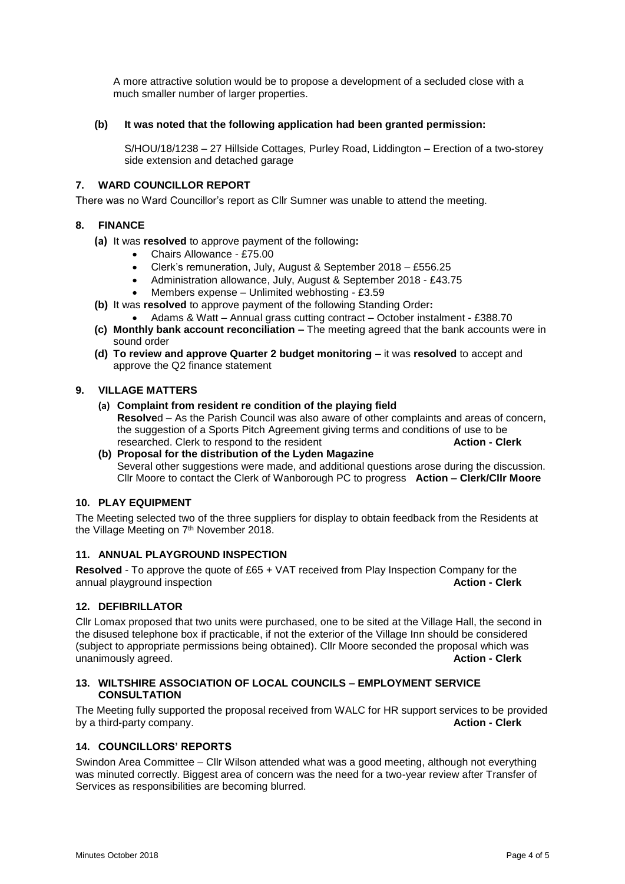A more attractive solution would be to propose a development of a secluded close with a much smaller number of larger properties.

**(b) It was noted that the following application had been granted permission:**

S/HOU/18/1238 – 27 Hillside Cottages, Purley Road, Liddington – Erection of a two-storey side extension and detached garage

## 7. WARD COUNCILLOR REPORT

There was no Ward Councillor's report as Cllr Sumner was unable to attend the meeting.

## 8. FINANCE

**(a)** It was **resolved** to approve payment of the following**:**

- Chairs Allowance - £75.00
- Clerk's remuneration, July, August & September 2018 – £556.25
- Administration allowance, July, August & September 2018 - £43.75
- Members expense – Unlimited webhosting - £3.59

**(b)** It was **resolved** to approve payment of the following Standing Order**:**

- Adams & Watt – Annual grass cutting contract – October instalment - £388.70

**(c) Monthly bank account reconciliation –** The meeting agreed that the bank accounts were in sound order

**(d) To review and approve Quarter 2 budget monitoring** – it was **resolved** to accept and approve the Q2 finance statement

## 9. VILLAGE MATTERS

**(a) Complaint from resident re condition of the playing field**
**Resolve**d – As the Parish Council was also aware of other complaints and areas of concern, the suggestion of a Sports Pitch Agreement giving terms and conditions of use to be researched. Clerk to respond to the resident **Action - Clerk**

**(b) Proposal for the distribution of the Lyden Magazine**
Several other suggestions were made, and additional questions arose during the discussion. Cllr Moore to contact the Clerk of Wanborough PC to progress **Action – Clerk/Cllr Moore**

## 10. PLAY EQUIPMENT

The Meeting selected two of the three suppliers for display to obtain feedback from the Residents at the Village Meeting on 7th November 2018.

## 11. ANNUAL PLAYGROUND INSPECTION

**Resolved** - To approve the quote of £65 + VAT received from Play Inspection Company for the annual playground inspection **Action - Clerk**

## 12. DEFIBRILLATOR

Cllr Lomax proposed that two units were purchased, one to be sited at the Village Hall, the second in the disused telephone box if practicable, if not the exterior of the Village Inn should be considered (subject to appropriate permissions being obtained). Cllr Moore seconded the proposal which was unanimously agreed. **Action - Clerk**

## 13. WILTSHIRE ASSOCIATION OF LOCAL COUNCILS – EMPLOYMENT SERVICE CONSULTATION

The Meeting fully supported the proposal received from WALC for HR support services to be provided by a third-party company. **Action - Clerk**

## 14. COUNCILLORS' REPORTS

Swindon Area Committee – Cllr Wilson attended what was a good meeting, although not everything was minuted correctly. Biggest area of concern was the need for a two-year review after Transfer of Services as responsibilities are becoming blurred.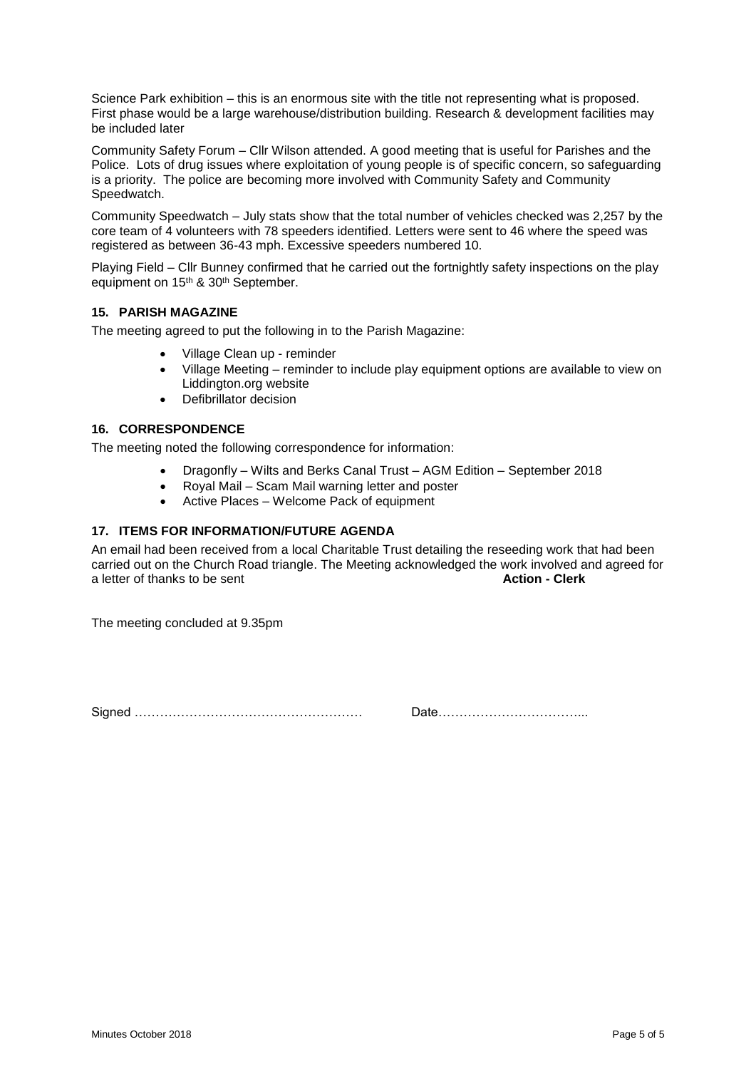Science Park exhibition – this is an enormous site with the title not representing what is proposed. First phase would be a large warehouse/distribution building. Research & development facilities may be included later

Community Safety Forum – Cllr Wilson attended. A good meeting that is useful for Parishes and the Police. Lots of drug issues where exploitation of young people is of specific concern, so safeguarding is a priority. The police are becoming more involved with Community Safety and Community Speedwatch.

Community Speedwatch – July stats show that the total number of vehicles checked was 2,257 by the core team of 4 volunteers with 78 speeders identified. Letters were sent to 46 where the speed was registered as between 36-43 mph. Excessive speeders numbered 10.

Playing Field – Cllr Bunney confirmed that he carried out the fortnightly safety inspections on the play equipment on 15th & 30th September.

### 15. PARISH MAGAZINE

The meeting agreed to put the following in to the Parish Magazine:

- Village Clean up - reminder
- Village Meeting – reminder to include play equipment options are available to view on Liddington.org website
- Defibrillator decision

### 16. CORRESPONDENCE

The meeting noted the following correspondence for information:

- Dragonfly – Wilts and Berks Canal Trust – AGM Edition – September 2018
- Royal Mail – Scam Mail warning letter and poster
- Active Places – Welcome Pack of equipment

### 17. ITEMS FOR INFORMATION/FUTURE AGENDA

An email had been received from a local Charitable Trust detailing the reseeding work that had been carried out on the Church Road triangle. The Meeting acknowledged the work involved and agreed for a letter of thanks to be sent **Action - Clerk**

The meeting concluded at 9.35pm

Signed ……………………………………………… Date……………………………...